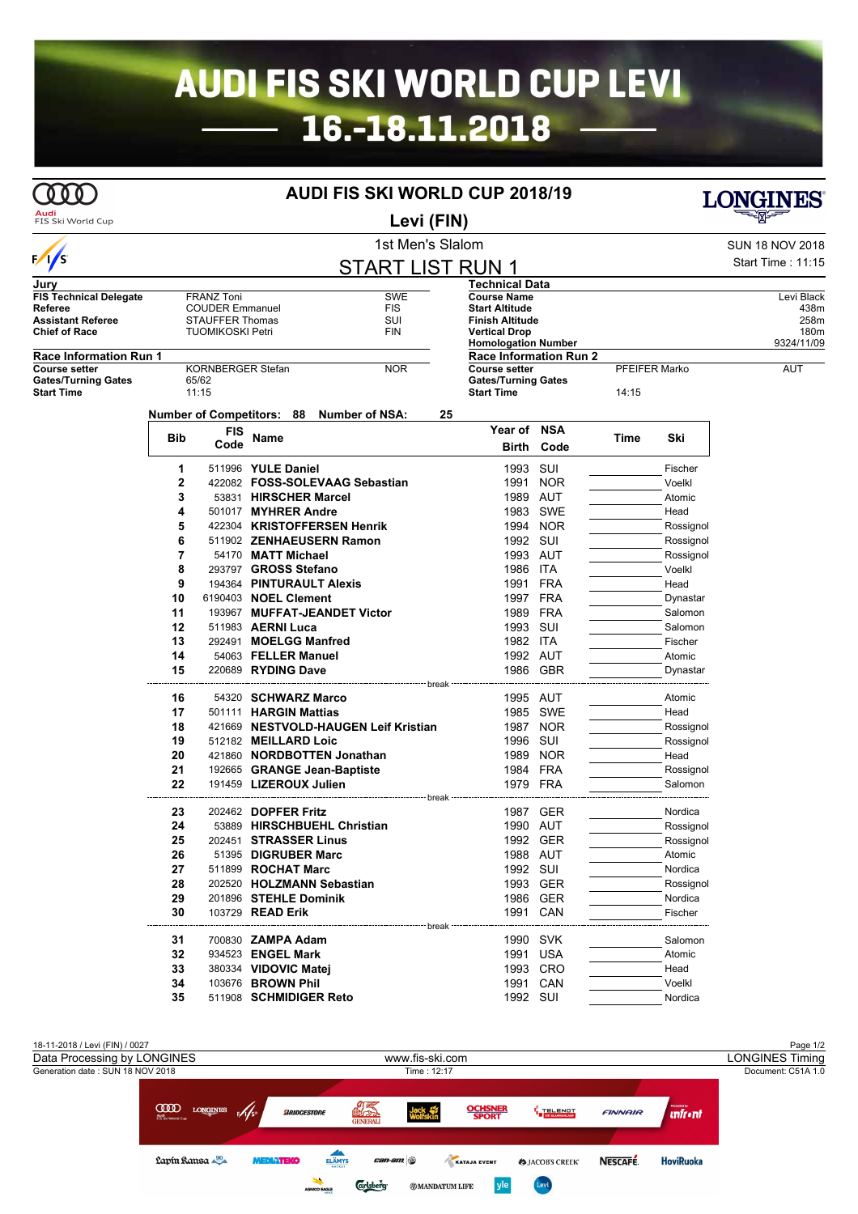# AUDI FIS SKI WORLD CUP LEVI

## 16.-18.11.2018

## AUDI FIS SKI WORLD CUP 2018/19

## Levi (FIN)

1st Men's Slalom

SUN 18 NOV 2018

Start Time : 11:15

## START LIST RUN 1

| Jury | | |
|---|---|---|
| FIS Technical Delegate | FRANZ Toni | SWE |
| Referee | COUDER Emmanuel | FIS |
| Assistant Referee | STAUFFER Thomas | SUI |
| Chief of Race | TUOMIKOSKI Petri | FIN |

| Technical Data | |
|---|---|
| Course Name | Levi Black |
| Start Altitude | 438m |
| Finish Altitude | 258m |
| Vertical Drop | 180m |
| Homologation Number | 9324/11/09 |

| Race Information Run 1 | | |
|---|---|---|
| Course setter | KORNBERGER Stefan | NOR |
| Gates/Turning Gates | 65/62 | |
| Start Time | 11:15 | |

| Race Information Run 2 | | |
|---|---|---|
| Course setter | PFEIFER Marko | AUT |
| Gates/Turning Gates | | |
| Start Time | 14:15 | |

Number of Competitors: 88 Number of NSA: 25

| Bib | FIS Code | Name | Year of Birth | NSA Code | Time | Ski |
|---|---|---|---|---|---|---|
| 1 | 511996 | YULE Daniel | 1993 | SUI | | Fischer |
| 2 | 422082 | FOSS-SOLEVAAG Sebastian | 1991 | NOR | | Voelkl |
| 3 | 53831 | HIRSCHER Marcel | 1989 | AUT | | Atomic |
| 4 | 501017 | MYHRER Andre | 1983 | SWE | | Head |
| 5 | 422304 | KRISTOFFERSEN Henrik | 1994 | NOR | | Rossignol |
| 6 | 511902 | ZENHAEUSERN Ramon | 1992 | SUI | | Rossignol |
| 7 | 54170 | MATT Michael | 1993 | AUT | | Rossignol |
| 8 | 293797 | GROSS Stefano | 1986 | ITA | | Voelkl |
| 9 | 194364 | PINTURAULT Alexis | 1991 | FRA | | Head |
| 10 | 6190403 | NOEL Clement | 1997 | FRA | | Dynastar |
| 11 | 193967 | MUFFAT-JEANDET Victor | 1989 | FRA | | Salomon |
| 12 | 511983 | AERNI Luca | 1993 | SUI | | Salomon |
| 13 | 292491 | MOELGG Manfred | 1982 | ITA | | Fischer |
| 14 | 54063 | FELLER Manuel | 1992 | AUT | | Atomic |
| 15 | 220689 | RYDING Dave | 1986 | GBR | | Dynastar |
| | | break | | | | |
| 16 | 54320 | SCHWARZ Marco | 1995 | AUT | | Atomic |
| 17 | 501111 | HARGIN Mattias | 1985 | SWE | | Head |
| 18 | 421669 | NESTVOLD-HAUGEN Leif Kristian | 1987 | NOR | | Rossignol |
| 19 | 512182 | MEILLARD Loic | 1996 | SUI | | Rossignol |
| 20 | 421860 | NORDBOTTEN Jonathan | 1989 | NOR | | Head |
| 21 | 192665 | GRANGE Jean-Baptiste | 1984 | FRA | | Rossignol |
| 22 | 191459 | LIZEROUX Julien | 1979 | FRA | | Salomon |
| | | break | | | | |
| 23 | 202462 | DOPFER Fritz | 1987 | GER | | Nordica |
| 24 | 53889 | HIRSCHBUEHL Christian | 1990 | AUT | | Rossignol |
| 25 | 202451 | STRASSER Linus | 1992 | GER | | Rossignol |
| 26 | 51395 | DIGRUBER Marc | 1988 | AUT | | Atomic |
| 27 | 511899 | ROCHAT Marc | 1992 | SUI | | Nordica |
| 28 | 202520 | HOLZMANN Sebastian | 1993 | GER | | Rossignol |
| 29 | 201896 | STEHLE Dominik | 1986 | GER | | Nordica |
| 30 | 103729 | READ Erik | 1991 | CAN | | Fischer |
| | | break | | | | |
| 31 | 700830 | ZAMPA Adam | 1990 | SVK | | Salomon |
| 32 | 934523 | ENGEL Mark | 1991 | USA | | Atomic |
| 33 | 380334 | VIDOVIC Matej | 1993 | CRO | | Head |
| 34 | 103676 | BROWN Phil | 1991 | CAN | | Voelkl |
| 35 | 511908 | SCHMIDIGER Reto | 1992 | SUI | | Nordica |

18-11-2018 / Levi (FIN) / 0027

Data Processing by LONGINES — www.fis-ski.com — LONGINES Timing

Generation date : SUN 18 NOV 2018 — Time : 12:17 — Document: C51A 1.0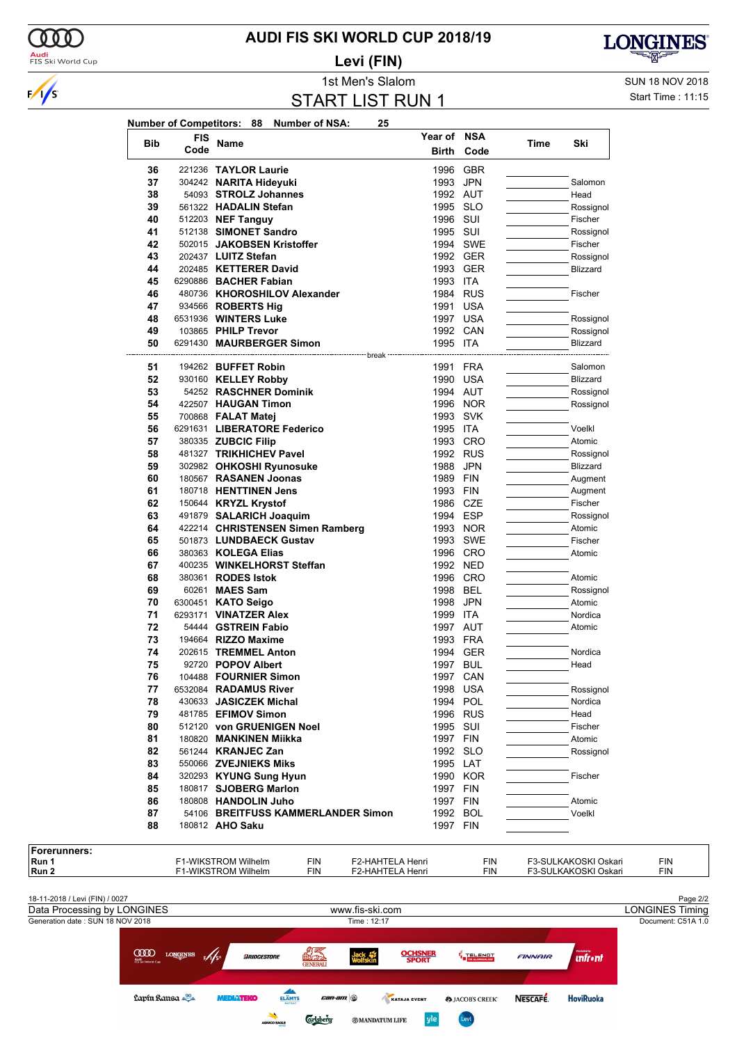# AUDI FIS SKI WORLD CUP 2018/19

## Levi (FIN)

1st Men's Slalom

SUN 18 NOV 2018

## START LIST RUN 1

Start Time : 11:15

Number of Competitors: 88 Number of NSA: 25

| Bib | FIS Code | Name | Year of Birth | NSA Code | Time | Ski |
|---|---|---|---|---|---|---|
| 36 | 221236 | **TAYLOR Laurie** | 1996 | GBR | | |
| 37 | 304242 | **NARITA Hideyuki** | 1993 | JPN | | Salomon |
| 38 | 54093 | **STROLZ Johannes** | 1992 | AUT | | Head |
| 39 | 561322 | **HADALIN Stefan** | 1995 | SLO | | Rossignol |
| 40 | 512203 | **NEF Tanguy** | 1996 | SUI | | Fischer |
| 41 | 512138 | **SIMONET Sandro** | 1995 | SUI | | Rossignol |
| 42 | 502015 | **JAKOBSEN Kristoffer** | 1994 | SWE | | Fischer |
| 43 | 202437 | **LUITZ Stefan** | 1992 | GER | | Rossignol |
| 44 | 202485 | **KETTERER David** | 1993 | GER | | Blizzard |
| 45 | 6290886 | **BACHER Fabian** | 1993 | ITA | | |
| 46 | 480736 | **KHOROSHILOV Alexander** | 1984 | RUS | | Fischer |
| 47 | 934566 | **ROBERTS Hig** | 1991 | USA | | |
| 48 | 6531936 | **WINTERS Luke** | 1997 | USA | | Rossignol |
| 49 | 103865 | **PHILP Trevor** | 1992 | CAN | | Rossignol |
| 50 | 6291430 | **MAURBERGER Simon** | 1995 | ITA | | Blizzard |
| | | break | | | | |
| 51 | 194262 | **BUFFET Robin** | 1991 | FRA | | Salomon |
| 52 | 930160 | **KELLEY Robby** | 1990 | USA | | Blizzard |
| 53 | 54252 | **RASCHNER Dominik** | 1994 | AUT | | Rossignol |
| 54 | 422507 | **HAUGAN Timon** | 1996 | NOR | | Rossignol |
| 55 | 700868 | **FALAT Matej** | 1993 | SVK | | |
| 56 | 6291631 | **LIBERATORE Federico** | 1995 | ITA | | Voelkl |
| 57 | 380335 | **ZUBCIC Filip** | 1993 | CRO | | Atomic |
| 58 | 481327 | **TRIKHICHEV Pavel** | 1992 | RUS | | Rossignol |
| 59 | 302982 | **OHKOSHI Ryunosuke** | 1988 | JPN | | Blizzard |
| 60 | 180567 | **RASANEN Joonas** | 1989 | FIN | | Augment |
| 61 | 180718 | **HENTTINEN Jens** | 1993 | FIN | | Augment |
| 62 | 150644 | **KRYZL Krystof** | 1986 | CZE | | Fischer |
| 63 | 491879 | **SALARICH Joaquim** | 1994 | ESP | | Rossignol |
| 64 | 422214 | **CHRISTENSEN Simen Ramberg** | 1993 | NOR | | Atomic |
| 65 | 501873 | **LUNDBAECK Gustav** | 1993 | SWE | | Fischer |
| 66 | 380363 | **KOLEGA Elias** | 1996 | CRO | | Atomic |
| 67 | 400235 | **WINKELHORST Steffan** | 1992 | NED | | |
| 68 | 380361 | **RODES Istok** | 1996 | CRO | | Atomic |
| 69 | 60261 | **MAES Sam** | 1998 | BEL | | Rossignol |
| 70 | 6300451 | **KATO Seigo** | 1998 | JPN | | Atomic |
| 71 | 6293171 | **VINATZER Alex** | 1999 | ITA | | Nordica |
| 72 | 54444 | **GSTREIN Fabio** | 1997 | AUT | | Atomic |
| 73 | 194664 | **RIZZO Maxime** | 1993 | FRA | | |
| 74 | 202615 | **TREMMEL Anton** | 1994 | GER | | Nordica |
| 75 | 92720 | **POPOV Albert** | 1997 | BUL | | Head |
| 76 | 104488 | **FOURNIER Simon** | 1997 | CAN | | |
| 77 | 6532084 | **RADAMUS River** | 1998 | USA | | Rossignol |
| 78 | 430633 | **JASICZEK Michal** | 1994 | POL | | Nordica |
| 79 | 481785 | **EFIMOV Simon** | 1996 | RUS | | Head |
| 80 | 512120 | **von GRUENIGEN Noel** | 1995 | SUI | | Fischer |
| 81 | 180820 | **MANKINEN Miikka** | 1997 | FIN | | Atomic |
| 82 | 561244 | **KRANJEC Zan** | 1992 | SLO | | Rossignol |
| 83 | 550066 | **ZVEJNIEKS Miks** | 1995 | LAT | | |
| 84 | 320293 | **KYUNG Sung Hyun** | 1990 | KOR | | Fischer |
| 85 | 180817 | **SJOBERG Marlon** | 1997 | FIN | | |
| 86 | 180808 | **HANDOLIN Juho** | 1997 | FIN | | Atomic |
| 87 | 54106 | **BREITFUSS KAMMERLANDER Simon** | 1992 | BOL | | Voelkl |
| 88 | 180812 | **AHO Saku** | 1997 | FIN | | |

**Forerunners:**

| | | | | | | |
|---|---|---|---|---|---|---|
| **Run 1** | F1-WIKSTROM Wilhelm | FIN | F2-HAHTELA Henri | FIN | F3-SULKAKOSKI Oskari | FIN |
| **Run 2** | F1-WIKSTROM Wilhelm | FIN | F2-HAHTELA Henri | FIN | F3-SULKAKOSKI Oskari | FIN |

18-11-2018 / Levi (FIN) / 0027

Data Processing by LONGINES — www.fis-ski.com — LONGINES Timing

Generation date : SUN 18 NOV 2018 — Time : 12:17 — Document: C51A 1.0